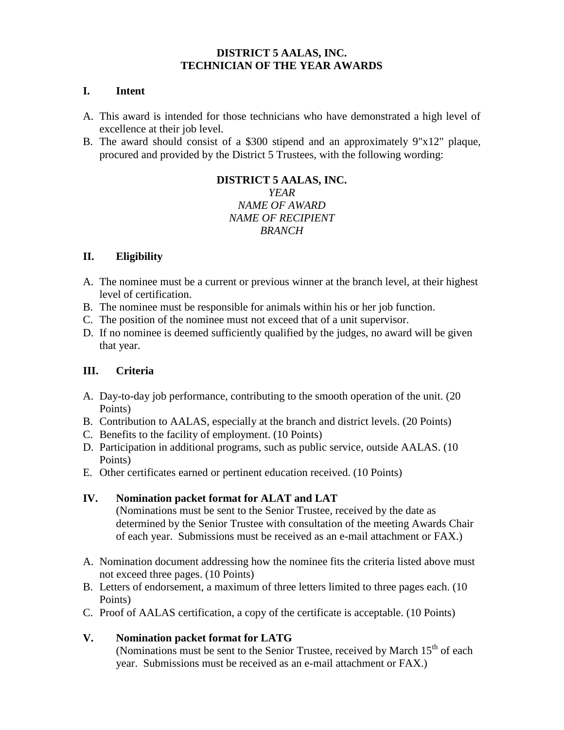# DISTRICT 5 AALAS, INC.
# TECHNICIAN OF THE YEAR AWARDS

## I. Intent

A. This award is intended for those technicians who have demonstrated a high level of excellence at their job level.
B. The award should consist of a $300 stipend and an approximately 9"x12" plaque, procured and provided by the District 5 Trustees, with the following wording:

**DISTRICT 5 AALAS, INC.**
*YEAR*
*NAME OF AWARD*
*NAME OF RECIPIENT*
*BRANCH*

## II. Eligibility

A. The nominee must be a current or previous winner at the branch level, at their highest level of certification.
B. The nominee must be responsible for animals within his or her job function.
C. The position of the nominee must not exceed that of a unit supervisor.
D. If no nominee is deemed sufficiently qualified by the judges, no award will be given that year.

## III. Criteria

A. Day-to-day job performance, contributing to the smooth operation of the unit. (20 Points)
B. Contribution to AALAS, especially at the branch and district levels. (20 Points)
C. Benefits to the facility of employment. (10 Points)
D. Participation in additional programs, such as public service, outside AALAS. (10 Points)
E. Other certificates earned or pertinent education received. (10 Points)

## IV. Nomination packet format for ALAT and LAT

(Nominations must be sent to the Senior Trustee, received by the date as determined by the Senior Trustee with consultation of the meeting Awards Chair of each year. Submissions must be received as an e-mail attachment or FAX.)

A. Nomination document addressing how the nominee fits the criteria listed above must not exceed three pages. (10 Points)
B. Letters of endorsement, a maximum of three letters limited to three pages each. (10 Points)
C. Proof of AALAS certification, a copy of the certificate is acceptable. (10 Points)

## V. Nomination packet format for LATG

(Nominations must be sent to the Senior Trustee, received by March 15th of each year. Submissions must be received as an e-mail attachment or FAX.)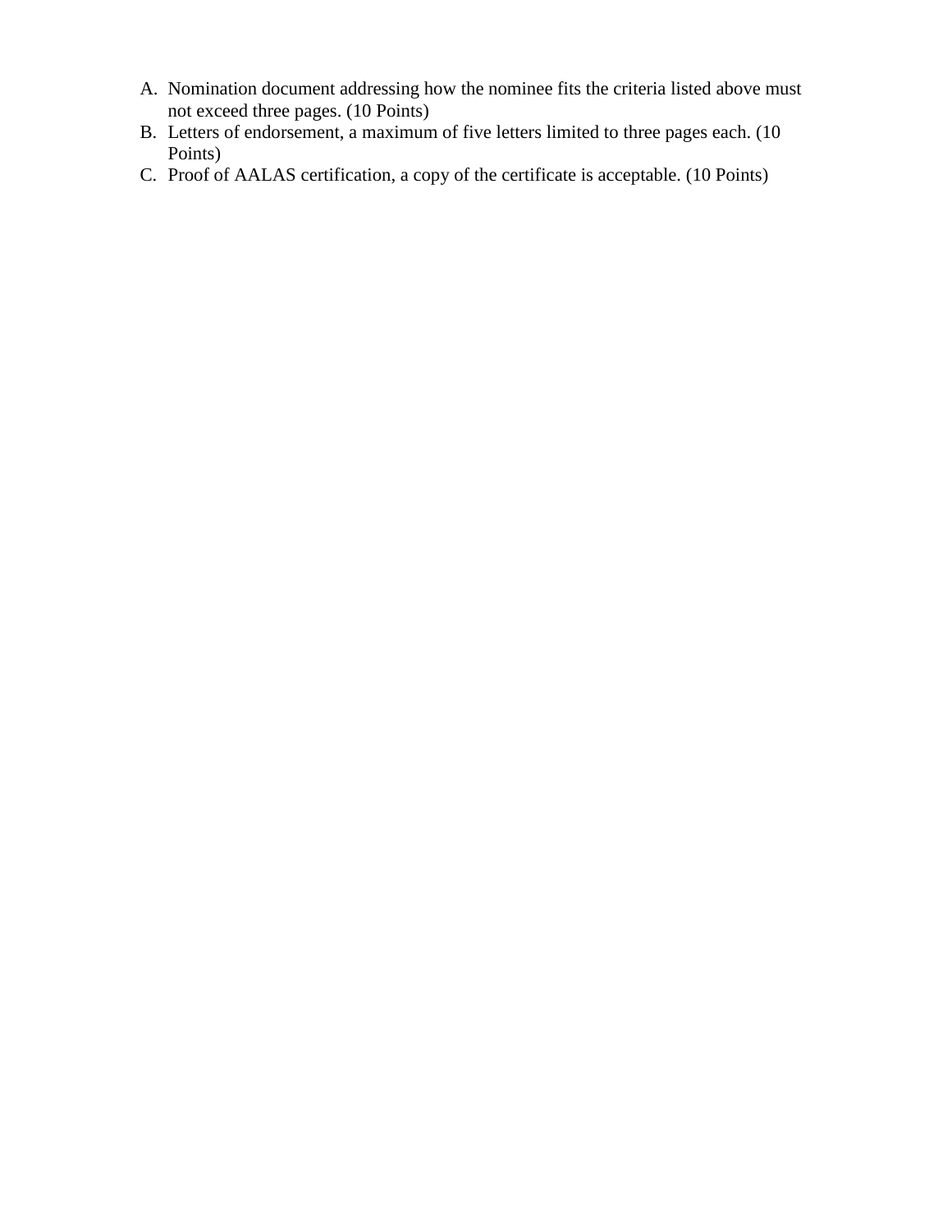A. Nomination document addressing how the nominee fits the criteria listed above must not exceed three pages. (10 Points)
B. Letters of endorsement, a maximum of five letters limited to three pages each. (10 Points)
C. Proof of AALAS certification, a copy of the certificate is acceptable. (10 Points)